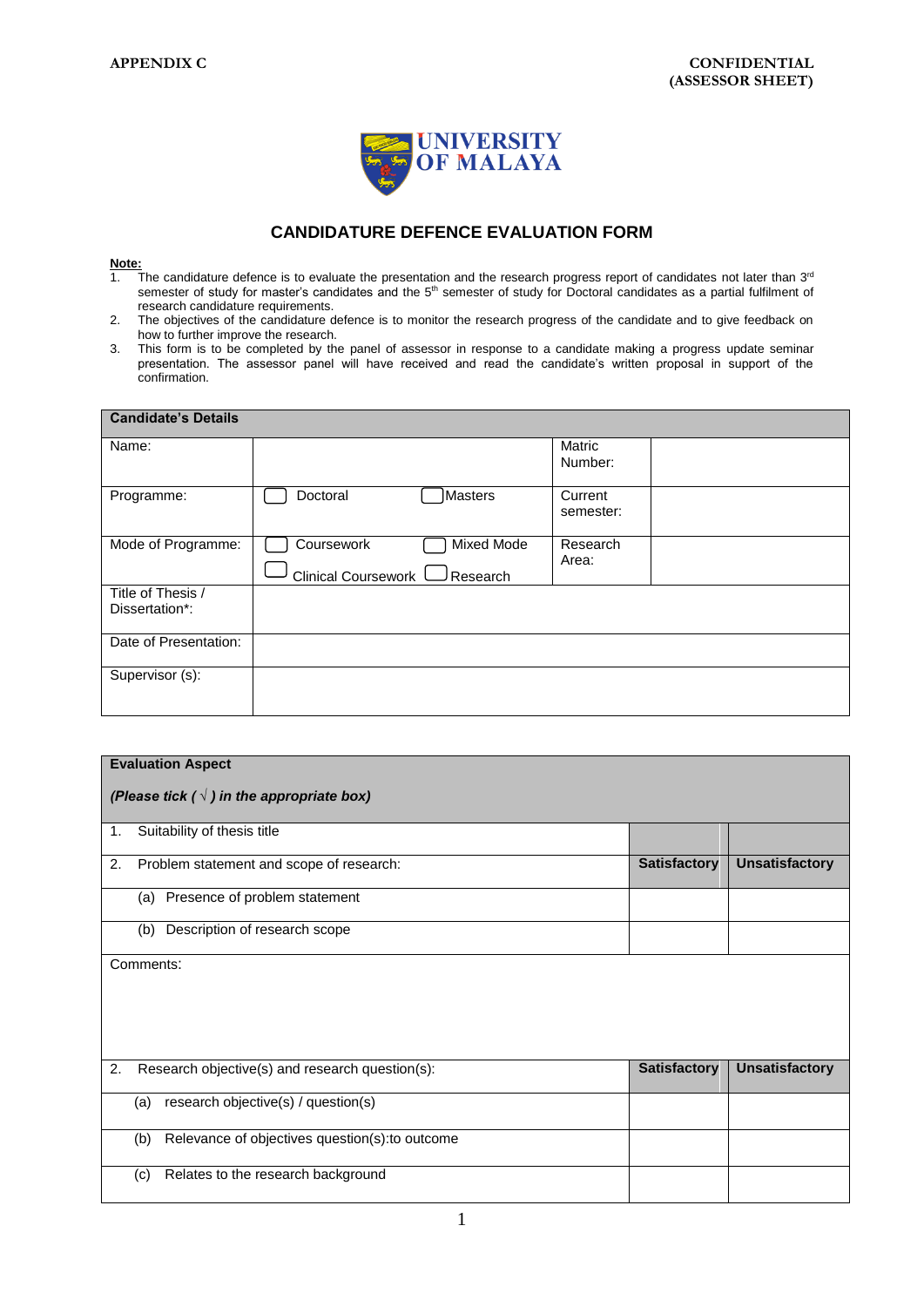APPENDIX C

**CONFIDENTIAL**
**(ASSESSOR SHEET)**

UNIVERSITY OF MALAYA

## CANDIDATURE DEFENCE EVALUATION FORM

**Note:**

1. The candidature defence is to evaluate the presentation and the research progress report of candidates not later than 3rd semester of study for master's candidates and the 5th semester of study for Doctoral candidates as a partial fulfilment of research candidature requirements.
2. The objectives of the candidature defence is to monitor the research progress of the candidate and to give feedback on how to further improve the research.
3. This form is to be completed by the panel of assessor in response to a candidate making a progress update seminar presentation. The assessor panel will have received and read the candidate's written proposal in support of the confirmation.

| **Candidate's Details** | | | |
|---|---|---|---|
| Name: | | Matric Number: | |
| Programme: | ☐ Doctoral ☐ Masters | Current semester: | |
| Mode of Programme: | ☐ Coursework ☐ Mixed Mode ☐ Clinical Coursework ☐ Research | Research Area: | |
| Title of Thesis / Dissertation*: | | | |
| Date of Presentation: | | | |
| Supervisor (s): | | | |

| **Evaluation Aspect** *(Please tick ( √ ) in the appropriate box)* | | |
|---|---|---|
| 1. Suitability of thesis title | | |
| 2. Problem statement and scope of research: | **Satisfactory** | **Unsatisfactory** |
| (a) Presence of problem statement | | |
| (b) Description of research scope | | |
| Comments: | | |
| 2. Research objective(s) and research question(s): | **Satisfactory** | **Unsatisfactory** |
| (a) research objective(s) / question(s) | | |
| (b) Relevance of objectives question(s):to outcome | | |
| (c) Relates to the research background | | |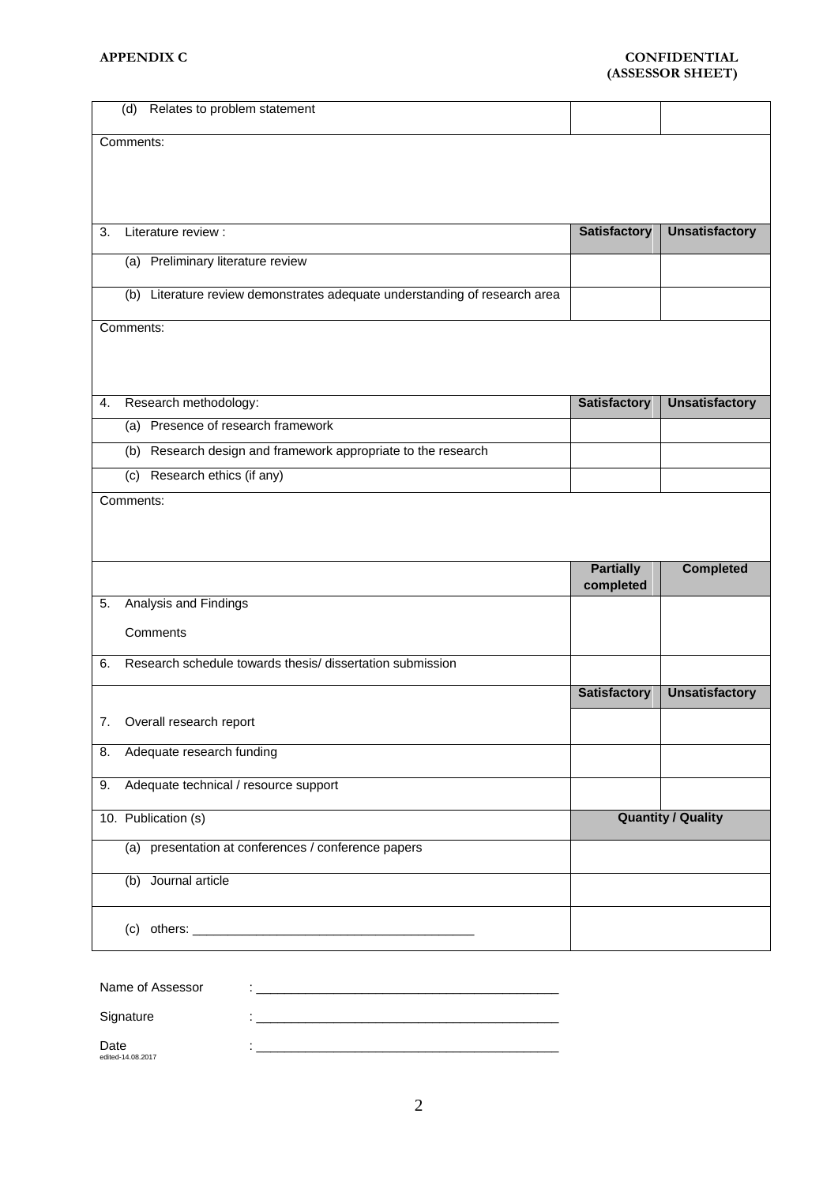**APPENDIX C** **CONFIDENTIAL (ASSESSOR SHEET)**

| | | |
|---|---|---|
| (d) Relates to problem statement | | |
| Comments: | | |
| 3. Literature review : | **Satisfactory** | **Unsatisfactory** |
| (a) Preliminary literature review | | |
| (b) Literature review demonstrates adequate understanding of research area | | |
| Comments: | | |
| 4. Research methodology: | **Satisfactory** | **Unsatisfactory** |
| (a) Presence of research framework | | |
| (b) Research design and framework appropriate to the research | | |
| (c) Research ethics (if any) | | |
| Comments: | | |
| | **Partially completed** | **Completed** |
| 5. Analysis and Findings<br>Comments | | |
| 6. Research schedule towards thesis/ dissertation submission | | |
| | **Satisfactory** | **Unsatisfactory** |
| 7. Overall research report | | |
| 8. Adequate research funding | | |
| 9. Adequate technical / resource support | | |
| 10. Publication (s) | **Quantity / Quality** | |
| (a) presentation at conferences / conference papers | | |
| (b) Journal article | | |
| (c) others: ______________________________________ | | |

Name of Assessor : ___________________________________________

Signature : ___________________________________________

Date : ___________________________________________

edited-14.08.2017